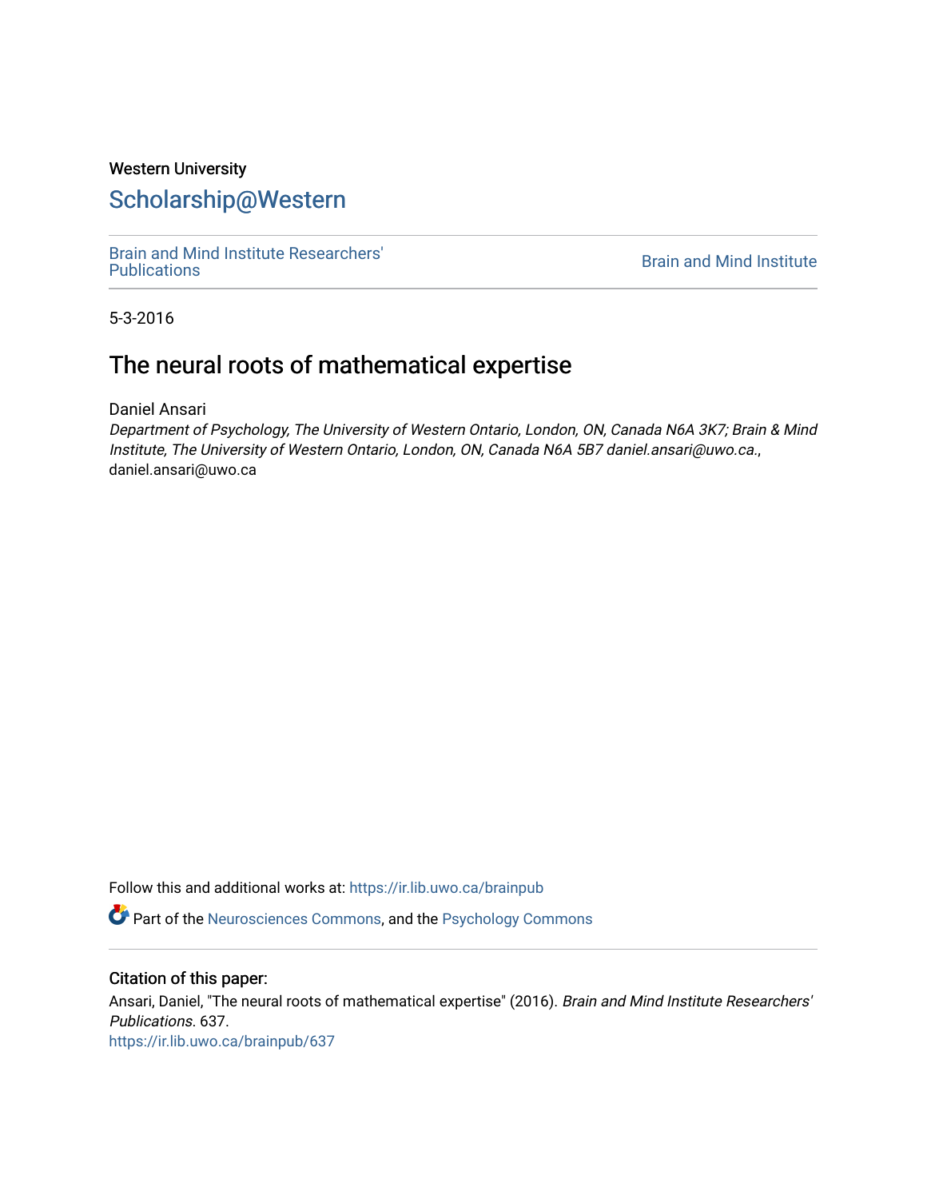Western University

# Scholarship@Western

Brain and Mind Institute Researchers' Publications

Brain and Mind Institute

5-3-2016

## The neural roots of mathematical expertise

Daniel Ansari

*Department of Psychology, The University of Western Ontario, London, ON, Canada N6A 3K7; Brain & Mind Institute, The University of Western Ontario, London, ON, Canada N6A 5B7 daniel.ansari@uwo.ca.*, daniel.ansari@uwo.ca

Follow this and additional works at: https://ir.lib.uwo.ca/brainpub

Part of the Neurosciences Commons, and the Psychology Commons

### Citation of this paper:

Ansari, Daniel, "The neural roots of mathematical expertise" (2016). *Brain and Mind Institute Researchers' Publications*. 637.
https://ir.lib.uwo.ca/brainpub/637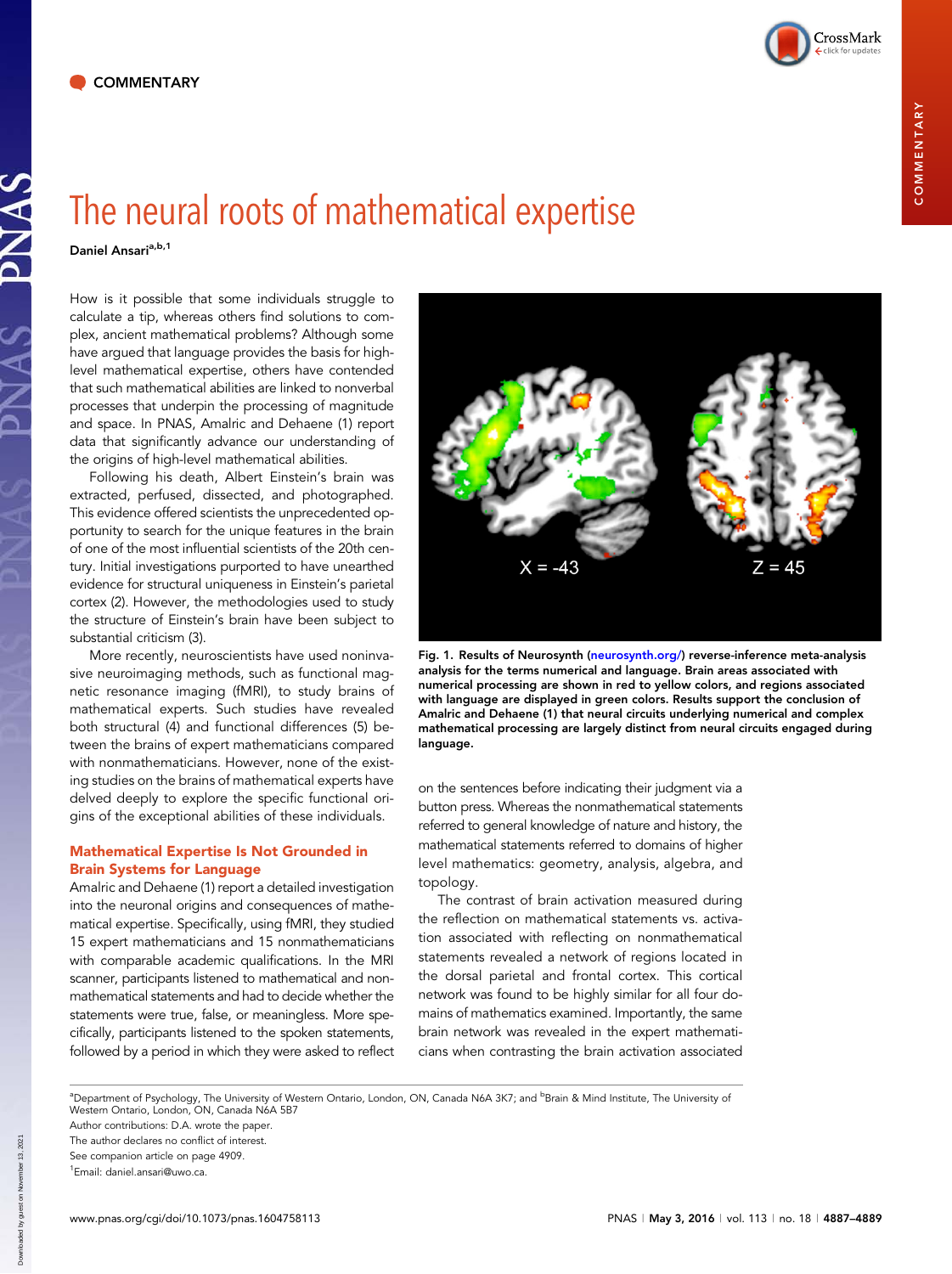COMMENTARY

# The neural roots of mathematical expertise

Daniel Ansari[a,b,1]

How is it possible that some individuals struggle to calculate a tip, whereas others find solutions to complex, ancient mathematical problems? Although some have argued that language provides the basis for high-level mathematical expertise, others have contended that such mathematical abilities are linked to nonverbal processes that underpin the processing of magnitude and space. In PNAS, Amalric and Dehaene (1) report data that significantly advance our understanding of the origins of high-level mathematical abilities.

Following his death, Albert Einstein's brain was extracted, perfused, dissected, and photographed. This evidence offered scientists the unprecedented opportunity to search for the unique features in the brain of one of the most influential scientists of the 20th century. Initial investigations purported to have unearthed evidence for structural uniqueness in Einstein's parietal cortex (2). However, the methodologies used to study the structure of Einstein's brain have been subject to substantial criticism (3).

More recently, neuroscientists have used noninvasive neuroimaging methods, such as functional magnetic resonance imaging (fMRI), to study brains of mathematical experts. Such studies have revealed both structural (4) and functional differences (5) between the brains of expert mathematicians compared with nonmathematicians. However, none of the existing studies on the brains of mathematical experts have delved deeply to explore the specific functional origins of the exceptional abilities of these individuals.

## Mathematical Expertise Is Not Grounded in Brain Systems for Language

Amalric and Dehaene (1) report a detailed investigation into the neuronal origins and consequences of mathematical expertise. Specifically, using fMRI, they studied 15 expert mathematicians and 15 nonmathematicians with comparable academic qualifications. In the MRI scanner, participants listened to mathematical and nonmathematical statements and had to decide whether the statements were true, false, or meaningless. More specifically, participants listened to the spoken statements, followed by a period in which they were asked to reflect on the sentences before indicating their judgment via a button press. Whereas the nonmathematical statements referred to general knowledge of nature and history, the mathematical statements referred to domains of higher level mathematics: geometry, analysis, algebra, and topology.

The contrast of brain activation measured during the reflection on mathematical statements vs. activation associated with reflecting on nonmathematical statements revealed a network of regions located in the dorsal parietal and frontal cortex. This cortical network was found to be highly similar for all four domains of mathematics examined. Importantly, the same brain network was revealed in the expert mathematicians when contrasting the brain activation associated

Fig. 1. Results of Neurosynth (neurosynth.org/) reverse-inference meta-analysis analysis for the terms numerical and language. Brain areas associated with numerical processing are shown in red to yellow colors, and regions associated with language are displayed in green colors. Results support the conclusion of Amalric and Dehaene (1) that neural circuits underlying numerical and complex mathematical processing are largely distinct from neural circuits engaged during language.

[a]Department of Psychology, The University of Western Ontario, London, ON, Canada N6A 3K7; and [b]Brain & Mind Institute, The University of Western Ontario, London, ON, Canada N6A 5B7

Author contributions: D.A. wrote the paper.

The author declares no conflict of interest.

See companion article on page 4909.

[1]Email: daniel.ansari@uwo.ca.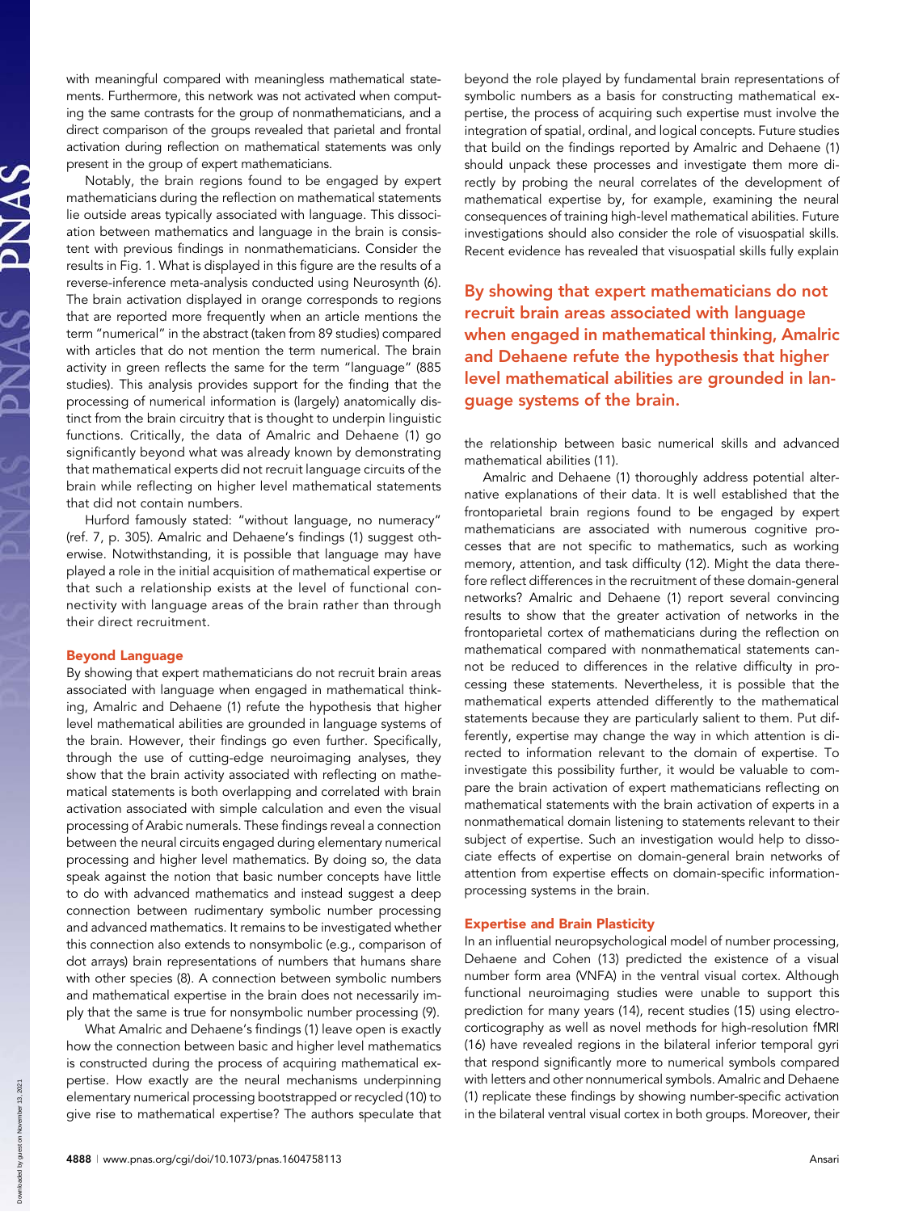with meaningful compared with meaningless mathematical statements. Furthermore, this network was not activated when computing the same contrasts for the group of nonmathematicians, and a direct comparison of the groups revealed that parietal and frontal activation during reflection on mathematical statements was only present in the group of expert mathematicians.

Notably, the brain regions found to be engaged by expert mathematicians during the reflection on mathematical statements lie outside areas typically associated with language. This dissociation between mathematics and language in the brain is consistent with previous findings in nonmathematicians. Consider the results in Fig. 1. What is displayed in this figure are the results of a reverse-inference meta-analysis conducted using Neurosynth (6). The brain activation displayed in orange corresponds to regions that are reported more frequently when an article mentions the term "numerical" in the abstract (taken from 89 studies) compared with articles that do not mention the term numerical. The brain activity in green reflects the same for the term "language" (885 studies). This analysis provides support for the finding that the processing of numerical information is (largely) anatomically distinct from the brain circuitry that is thought to underpin linguistic functions. Critically, the data of Amalric and Dehaene (1) go significantly beyond what was already known by demonstrating that mathematical experts did not recruit language circuits of the brain while reflecting on higher level mathematical statements that did not contain numbers.

Hurford famously stated: "without language, no numeracy" (ref. 7, p. 305). Amalric and Dehaene's findings (1) suggest otherwise. Notwithstanding, it is possible that language may have played a role in the initial acquisition of mathematical expertise or that such a relationship exists at the level of functional connectivity with language areas of the brain rather than through their direct recruitment.

## Beyond Language

By showing that expert mathematicians do not recruit brain areas associated with language when engaged in mathematical thinking, Amalric and Dehaene (1) refute the hypothesis that higher level mathematical abilities are grounded in language systems of the brain. However, their findings go even further. Specifically, through the use of cutting-edge neuroimaging analyses, they show that the brain activity associated with reflecting on mathematical statements is both overlapping and correlated with brain activation associated with simple calculation and even the visual processing of Arabic numerals. These findings reveal a connection between the neural circuits engaged during elementary numerical processing and higher level mathematics. By doing so, the data speak against the notion that basic number concepts have little to do with advanced mathematics and instead suggest a deep connection between rudimentary symbolic number processing and advanced mathematics. It remains to be investigated whether this connection also extends to nonsymbolic (e.g., comparison of dot arrays) brain representations of numbers that humans share with other species (8). A connection between symbolic numbers and mathematical expertise in the brain does not necessarily imply that the same is true for nonsymbolic number processing (9).

What Amalric and Dehaene's findings (1) leave open is exactly how the connection between basic and higher level mathematics is constructed during the process of acquiring mathematical expertise. How exactly are the neural mechanisms underpinning elementary numerical processing bootstrapped or recycled (10) to give rise to mathematical expertise? The authors speculate that beyond the role played by fundamental brain representations of symbolic numbers as a basis for constructing mathematical expertise, the process of acquiring such expertise must involve the integration of spatial, ordinal, and logical concepts. Future studies that build on the findings reported by Amalric and Dehaene (1) should unpack these processes and investigate them more directly by probing the neural correlates of the development of mathematical expertise by, for example, examining the neural consequences of training high-level mathematical abilities. Future investigations should also consider the role of visuospatial skills. Recent evidence has revealed that visuospatial skills fully explain the relationship between basic numerical skills and advanced mathematical abilities (11).

**By showing that expert mathematicians do not recruit brain areas associated with language when engaged in mathematical thinking, Amalric and Dehaene refute the hypothesis that higher level mathematical abilities are grounded in language systems of the brain.**

Amalric and Dehaene (1) thoroughly address potential alternative explanations of their data. It is well established that the frontoparietal brain regions found to be engaged by expert mathematicians are associated with numerous cognitive processes that are not specific to mathematics, such as working memory, attention, and task difficulty (12). Might the data therefore reflect differences in the recruitment of these domain-general networks? Amalric and Dehaene (1) report several convincing results to show that the greater activation of networks in the frontoparietal cortex of mathematicians during the reflection on mathematical compared with nonmathematical statements cannot be reduced to differences in the relative difficulty in processing these statements. Nevertheless, it is possible that the mathematical experts attended differently to the mathematical statements because they are particularly salient to them. Put differently, expertise may change the way in which attention is directed to information relevant to the domain of expertise. To investigate this possibility further, it would be valuable to compare the brain activation of expert mathematicians reflecting on mathematical statements with the brain activation of experts in a nonmathematical domain listening to statements relevant to their subject of expertise. Such an investigation would help to dissociate effects of expertise on domain-general brain networks of attention from expertise effects on domain-specific information-processing systems in the brain.

## Expertise and Brain Plasticity

In an influential neuropsychological model of number processing, Dehaene and Cohen (13) predicted the existence of a visual number form area (VNFA) in the ventral visual cortex. Although functional neuroimaging studies were unable to support this prediction for many years (14), recent studies (15) using electrocorticography as well as novel methods for high-resolution fMRI (16) have revealed regions in the bilateral inferior temporal gyri that respond significantly more to numerical symbols compared with letters and other nonnumerical symbols. Amalric and Dehaene (1) replicate these findings by showing number-specific activation in the bilateral ventral visual cortex in both groups. Moreover, their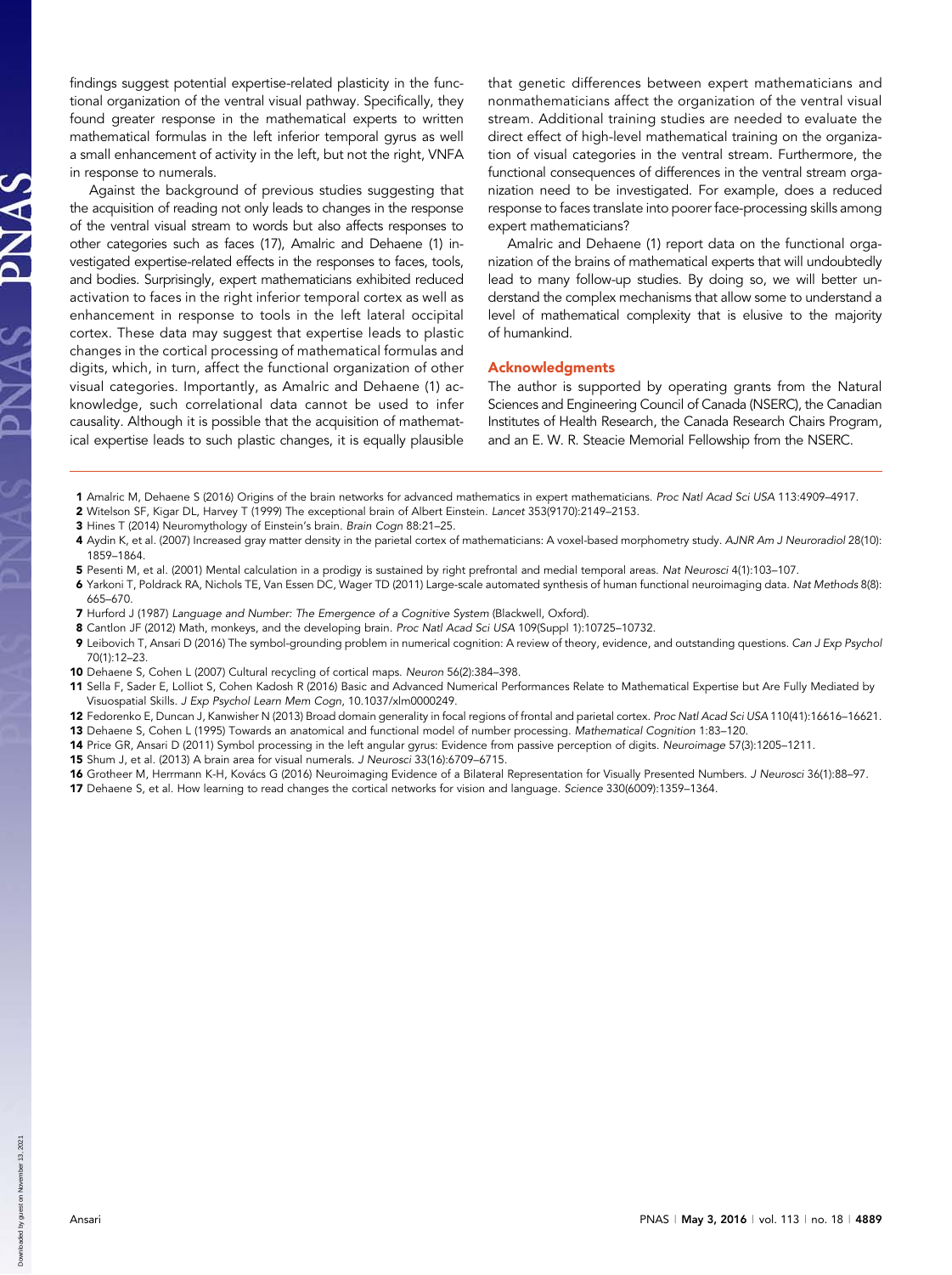findings suggest potential expertise-related plasticity in the functional organization of the ventral visual pathway. Specifically, they found greater response in the mathematical experts to written mathematical formulas in the left inferior temporal gyrus as well a small enhancement of activity in the left, but not the right, VNFA in response to numerals.

Against the background of previous studies suggesting that the acquisition of reading not only leads to changes in the response of the ventral visual stream to words but also affects responses to other categories such as faces (17), Amalric and Dehaene (1) investigated expertise-related effects in the responses to faces, tools, and bodies. Surprisingly, expert mathematicians exhibited reduced activation to faces in the right inferior temporal cortex as well as enhancement in response to tools in the left lateral occipital cortex. These data may suggest that expertise leads to plastic changes in the cortical processing of mathematical formulas and digits, which, in turn, affect the functional organization of other visual categories. Importantly, as Amalric and Dehaene (1) acknowledge, such correlational data cannot be used to infer causality. Although it is possible that the acquisition of mathematical expertise leads to such plastic changes, it is equally plausible that genetic differences between expert mathematicians and nonmathematicians affect the organization of the ventral visual stream. Additional training studies are needed to evaluate the direct effect of high-level mathematical training on the organization of visual categories in the ventral stream. Furthermore, the functional consequences of differences in the ventral stream organization need to be investigated. For example, does a reduced response to faces translate into poorer face-processing skills among expert mathematicians?

Amalric and Dehaene (1) report data on the functional organization of the brains of mathematical experts that will undoubtedly lead to many follow-up studies. By doing so, we will better understand the complex mechanisms that allow some to understand a level of mathematical complexity that is elusive to the majority of humankind.

## Acknowledgments

The author is supported by operating grants from the Natural Sciences and Engineering Council of Canada (NSERC), the Canadian Institutes of Health Research, the Canada Research Chairs Program, and an E. W. R. Steacie Memorial Fellowship from the NSERC.

1 Amalric M, Dehaene S (2016) Origins of the brain networks for advanced mathematics in expert mathematicians. *Proc Natl Acad Sci USA* 113:4909–4917.
2 Witelson SF, Kigar DL, Harvey T (1999) The exceptional brain of Albert Einstein. *Lancet* 353(9170):2149–2153.
3 Hines T (2014) Neuromythology of Einstein's brain. *Brain Cogn* 88:21–25.
4 Aydin K, et al. (2007) Increased gray matter density in the parietal cortex of mathematicians: A voxel-based morphometry study. *AJNR Am J Neuroradiol* 28(10): 1859–1864.
5 Pesenti M, et al. (2001) Mental calculation in a prodigy is sustained by right prefrontal and medial temporal areas. *Nat Neurosci* 4(1):103–107.
6 Yarkoni T, Poldrack RA, Nichols TE, Van Essen DC, Wager TD (2011) Large-scale automated synthesis of human functional neuroimaging data. *Nat Methods* 8(8): 665–670.
7 Hurford J (1987) *Language and Number: The Emergence of a Cognitive System* (Blackwell, Oxford).
8 Cantlon JF (2012) Math, monkeys, and the developing brain. *Proc Natl Acad Sci USA* 109(Suppl 1):10725–10732.
9 Leibovich T, Ansari D (2016) The symbol-grounding problem in numerical cognition: A review of theory, evidence, and outstanding questions. *Can J Exp Psychol* 70(1):12–23.
10 Dehaene S, Cohen L (2007) Cultural recycling of cortical maps. *Neuron* 56(2):384–398.
11 Sella F, Sader E, Lolliot S, Cohen Kadosh R (2016) Basic and Advanced Numerical Performances Relate to Mathematical Expertise but Are Fully Mediated by Visuospatial Skills. *J Exp Psychol Learn Mem Cogn*, 10.1037/xlm0000249.
12 Fedorenko E, Duncan J, Kanwisher N (2013) Broad domain generality in focal regions of frontal and parietal cortex. *Proc Natl Acad Sci USA* 110(41):16616–16621.
13 Dehaene S, Cohen L (1995) Towards an anatomical and functional model of number processing. *Mathematical Cognition* 1:83–120.
14 Price GR, Ansari D (2011) Symbol processing in the left angular gyrus: Evidence from passive perception of digits. *Neuroimage* 57(3):1205–1211.
15 Shum J, et al. (2013) A brain area for visual numerals. *J Neurosci* 33(16):6709–6715.
16 Grotheer M, Herrmann K-H, Kovács G (2016) Neuroimaging Evidence of a Bilateral Representation for Visually Presented Numbers. *J Neurosci* 36(1):88–97.
17 Dehaene S, et al. How learning to read changes the cortical networks for vision and language. *Science* 330(6009):1359–1364.